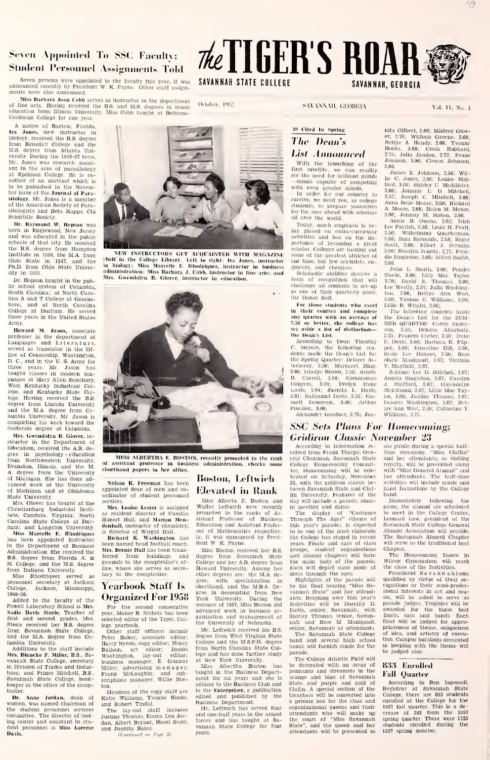# The TIGER'S ROAR

SAVANNAH STATE COLLEGE — SAVANNAH, GEORGIA

October, 1957 — SAVANNAH, GEORGIA — Vol. 11, No. 1

## Seven Appointed To SSC Faculty; Student Personnel Assignments Told

Seven persons were appointed to the faculty this year, it was announced recently by President W. K. Payne. Other staff assignments were also announced.

**Miss Barbara Jean Cobb** serves as instructor in the department of fine arts. Having received the B.S. and M.S. degrees in music education from Illinois University, Miss Cobb taught at Bethune-Cookman College for one year.

A native of Bartow, Florida, **Ira Jones**, new instructor in biology, received the B.S. degree from Benedict College and the M.S. degree from Atlanta University. During the 1956-57 term, Mr. Jones was research assistant in the area of parasitology at Spelman College. He is co-author of an abstract which is to be published in the November issue of the **Journal of Parasitology**. Mr. Jones is a member of the American Society of Parasitologists and Beta Kappa Chi Scientific Society.

**Dr. Raymond W. Hopson** was born in Englewood, New Jersey and was educated in the public schools of that city. He received the B.S. degree from Hampton Institute in 1936, the M.A. from Ohio State in 1947, and the Ph.D. from Ohio State University in 1951.

Dr. Hopson taught in the public school system of Columbia, South Carolina; at North Carolina A and T College at Greensboro; and at North Carolina College at Durham. He served three years in the United States Army.

**Howard M. Jason**, associate professor in the department of Languages and Literature, served as translator in the Office of Censorship, Washington, D. C., and in the U. S. Army for three years. Mr. Jason has taught classes in modern languages at Mary Allen Seminary, West Kentucky Industrial College, and Kentucky State College. Having received the B.S. degree from Lincoln University and the M.A. degree from Columbia University, Mr. Jason is completing his work toward the doctorate degree at Columbia.

**Mrs. Gwendolyn B. Glover**, instructor in the Department of Education, received the A.B. degree in psychology - education from Northwestern University, Evanston, Illinois, and the M. A. degree from the University of Michigan. She has done advanced work at the University of Michigan and at Oklahoma State University.

Mrs. Glover has taught at the Christiansburg Industrial Institute, Cambria, Virginia; North Carolina State College at Durham; and Langston University.

**Miss Marcelle E. Rhodriquez** has been appointed instructor in the Department of Business Administration. She received the B.S. degree from Florida A. & M. College, and the M.S. degree from Indiana University.

Miss Rhodriquez served as personnel secretary at Jackson College, Jackson, Mississippi, 1949-56.

Added to the faculty of the Powell Laboratory School is **Mrs. Sadie Davis Steele**. Teacher of first and second grades, Mrs. Steele received her B.S. degree from Savannah State College, and the M.A. degree from Columbia University.

Additions to the staff include **Mrs. Blanche F. Miller**, B.S., Savannah State College, secretary in Division of Trades and Industries; and Prince Mitchell, B.S., Savannah State College, bookkeeper in the office of the comptroller.

**Dr. Anne Jordan**, dean of women, was named chairman of the student personnel services committee. The director of testing center and assistant in student personnel is **Miss Loreese Davis**.

NEW INSTRUCTORS GET ACQUAINTED WITH MAGAZINE shelf in the College Library. Left to right: Ira Jones, instructor in biology; Miss Marcelle E. Rhodriquez, instructor in business administration; Miss Barbara J. Cobb, instructor in fine arts; and Mrs. Gwendolyn B. Glover, instructor in education.

MISS ALBERTHA E. BOSTON, recently promoted to the rank of assistant professor in business administration, checks some shorthand papers in her office.

**Nelson R. Freeman** has been appointed dean of men and coordinator of student personnel services.

**Mrs. Louise Lester** is assigned as resident director of Camilla Hubert Hall, and **Marion Mendenhall**, instructor of chemistry, is director of Wright Hall.

**Richard K. Washington** has been named head football coach.

**Mrs. Bernie Hall** has been transferred from buildings and grounds to the comptroller's office, where she serves as secretary to the comptroller.

## Yearbook Staff Is Organized For 1958

For the second consecutive year, Maisie B. Nichols has been selected editor of the Tiger, College yearbook.

Other staff officers include Peter Baker, associate editor; Harry Nevels, copy editor; Henry Balloon, art editor; Daniel Washington, lay-out editor; business manager, E. Gunnar Miller; advertising manager, Frank McLaughlin; and subscriptions manager, Willie Horton.

Members of the copy staff are Katie Williams, Yvonne Hooks, and Robert Tindal.

The lay-out staff includes Justine Thomas, Emma Lou Jordan, Albert Bryant, Hazel Scott, and Juanita Baker.

*(Continued on Page 2)*

## Boston, Leftwich Elevated in Rank

Miss Alberta E. Boston and Walter Leftwich were recently promoted to the ranks of Assistant Professor of Business Education and Assistant Professor of Mathematics respectively, it was announced by President W. K. Payne.

Miss Boston received her B.S. degree from Savannah State College and her A.B. degree from Howard University. Among her other degrees are: the M.A. degree, with specialization in shorthand, and the M.B.A. Degree in Accounting from New York University. During the summer of 1957, Miss Boston did advanced work in business organization and management at the University of Nebraska.

Mr. Leftwich received his B.S. degree from West Virginia State College and the M.S.P.H. degree from North Carolina State College and has done further study at New York University.

Miss Albertha Boston has taught in the Business Department for six years and she is advisor to the Business Club and to the Enterpriser, a publication edited and published by the Business Department.

Mr. Leftwich has served four and one-half years in the armed forces and has taught at Savannah State College for four years.

## 49 Cited In Spring
## The Dean's List Announced

With the launching of the first satellite, we can readily see the need for brilliant minds—minds capable of competing with even greater minds.

In order for our country to survive, we need you, as college students, to prepare yourselves for the race ahead with scholars all over the world.

Today, much emphasis is being placed on extra-curricular activities and less on the importance of becoming a great scholar. Colleges are turning out some of the greatest athletes of our time, but few scientists, engineers, and chemists.

Scholastic abilities deserve a form of recognition that will challenge all students to set-up as one of their quarterly goals, the Honor Roll.

**For those students who excel in their courses and complete any quarter with an average of 2.50 or better, the college has set aside a list of distinction—the Dean's List.**

According to Dean Timothy C. Meyers, the following students made the Dean's List for the Spring Quarter: Delores Atterberry, 2.50; Margaret Bing, 2.66; Gladys Brown, 2.55; Arnett B. Carroll, 2.84; Commodore Conyers, 3.00; Evelyn Irene Davis, 2.94; Juanita L. Davis, 2.81; Nathaniel Davis, 2.52; Emmett Denerson, 3.00; Arthur Fluellen, 3.00.

Alexander Gardner, 2.70; Juanita Gilbert, 3.66; Mildred Glover, 2.70; William Greene, 2.68; Nettye A Handy, 2.66; Yvonne Hooks, 3.66; Ceola Hubbard, 2.75; Julia Jandon, 2.72; Evans Jemison, 3.00; Cleveon Johnson, 2.66.

James E. Johnson, 2.56; Willie C. Jones, 2.66; Louise Mallard, 3.00; Shirley C. McAllister, 2.66; Johnnie L. D. Mitchell, 2.57; Joseph C. Mitchell, 2.66; Anna Belle Moore, 2.50; Richard A. Moore, 2.66; Helen M. Moton, 2.66; Johnny M. Moton, 2.66.

Annie B. Owens, 2.62; Irish Lee Parrish, 2.58; Louis H. Pratt, 2.50; Wilhelmina Quarterman, 2.66; Sara Reynolds, 2.58; Roger Scott, 2.66; Effort J. Scruggs, 3.00; Rosalyn Scurdy, 2.77; Freddie Singleton, 2.66; Alfred Smith, 2.66.

John L. Smith, 3.00; Pender Steele, 3.00; Lilly Mae Taylor 2.70; David E. Thomas, 3.00; Lee Westly, 2.57; Julia Washington, 2.66; Bettye Ann West, 2.68; Yvonne C. Williams, 3.00; Lillie B. Wright, 2.66.

The following students made the Dean's List for the SUMMER QUARTER: Carrie Anderson, 2.50; Delores Atterbury, 2.75; Frances Carter, 2.50; Irene E. Davis, 3.00; Barbara R. Flipper, 3.00; Ernestine Hill, 2.66; Rosie Lee Holmes, 2.50; Rose Marie Manigault, 2.67; Virginia V. Mayfield, 2.67.

Johnnie Lee D. Mitchell, 2.67; Angela Singleton, 2.67; Carolyn J. Stafford, 2.67; Gwendolyn Strickland, 2.67; Lillie Mae Taylor, 3.00; Justine Thomas, 3.07; Delores Washington, 2.87; Bettye Ann West, 2.50; Catherine Y. Williams, 2.75.

## SSC Sets Plans For Homecoming; Gridiron Classic November 23

According to information received from Frank Tharpe, General Chairman, Savannah State College Homecoming Committee, Homecoming will be celebrated on Saturday, November 23, with the gridiron classic between Savannah State and Claflin University. Features of the day will include a parade, alumni meeting and dance.

The display of "Costumes Through The Ages" (theme of this year's parade) is expected to be one of the most elaborate the College has staged in recent years. Floats and cars of class groups, student organizations and alumni chapters will form the main body of the parade. Each will depict some mode of dress through the ages.

Highlights of the parade will be the float bearing "Miss Savannah State" and her attendants. Reigning over this year's festivities will be Dorothy D. Davis, senior, Savannah; with Shirley Thomas, senior, Savannah and Rose M Manigault, senior, Savannah as attendants.

The Savannah State College band and several high school bands will furnish music for the parade.

The College Athletic Field will be decorated with an array of pennants and streamers in the orange and blue of Savannah State and purple and gold of Claflin. A special section of the bleachers will be converted into a private box for the class and organizational queens and their attendants who will make up the court of "Miss Savannah State", and the queen and her attendants will be presented to the public during a special half-time ceremony. "Miss Claflin" and her attendants, as visiting royalty, will be presented along with "Miss General Alumni" and her attendants. The half-time activities will include music and band formations by the College band.

Immediately following the game, the alumni are scheduled to meet in the College Center, Leonard Law, president of the Savannah State College General Alumni Association will preside. The Savannah Alumni Chapter will serve as the traditional host Chapter.

The Homecoming Dance in Wilcox Gymnasium will mark the close of the festivities.

Prominent Savannahians, qualified by virtue of their occupations or their semi-professional interests in art and music, will be asked to serve as parade judges. Trophies will be awarded for the three best floats, cars and bands. Each float will be judged for appropriateness of theme, uniqueness of idea, and artistry of execution. Campus buildings decorated in keeping with the theme will be judged also.

## 833 Enrolled Fall Quarter

According to Ben Ingersoll, Registrar at Savannah State College, there are 833 students enrolled at the College for the 1957 fall quarter. This is a decrease of 292 from the 1957 spring quarter. There were 1125 students enrolled during the 1957 spring quarter.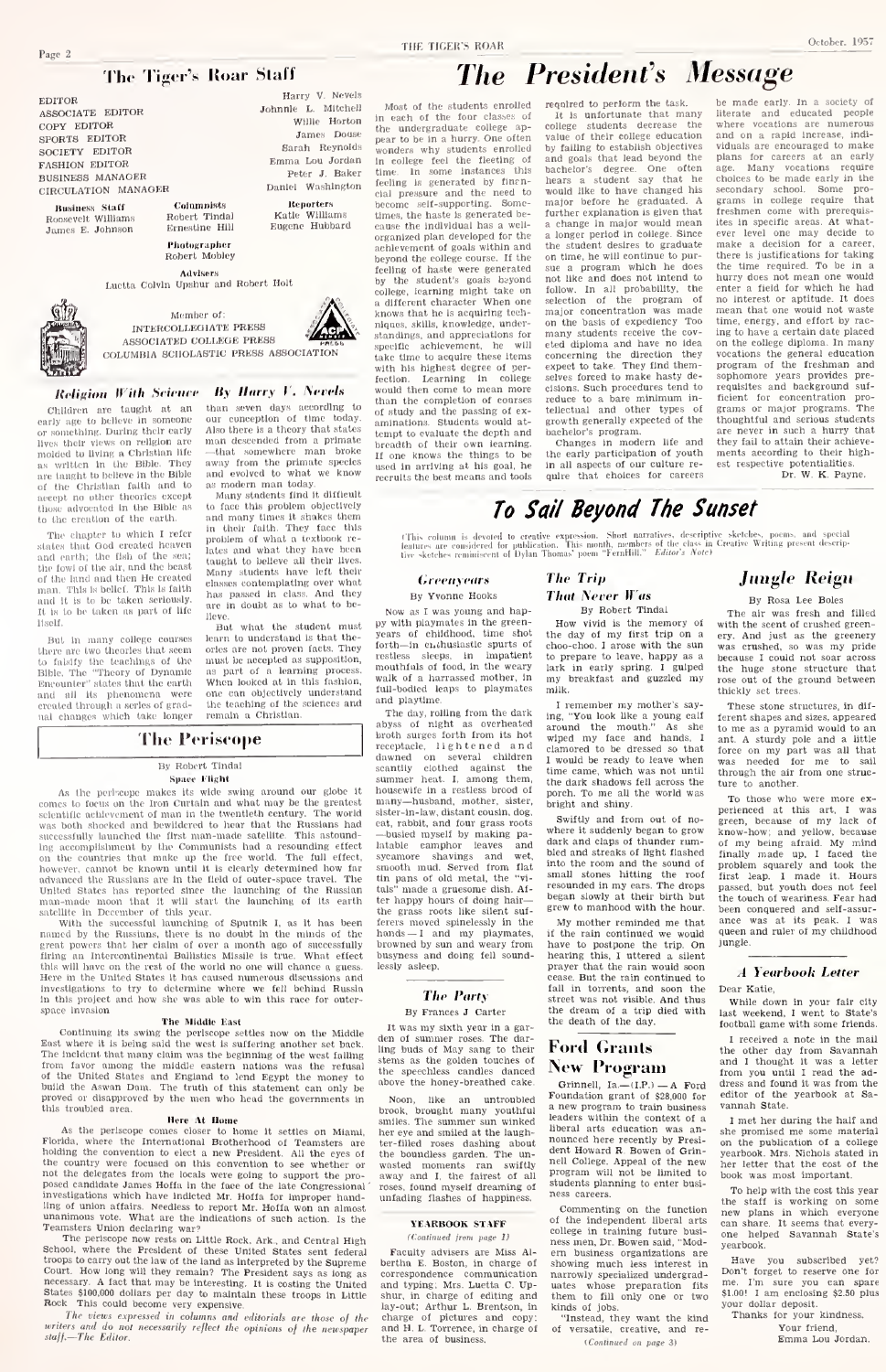## The Tiger's Roar Staff

| | |
|---|---|
| EDITOR | Harry V. Nevels |
| ASSOCIATE EDITOR | Johnnie L. Mitchell |
| COPY EDITOR | Willie Horton |
| SPORTS EDITOR | James Douse |
| SOCIETY EDITOR | Sarah Reynolds |
| FASHION EDITOR | Emma Lou Jordan |
| BUSINESS MANAGER | Peter J. Baker |
| CIRCULATION MANAGER | Daniel Washington |

**Business Staff**
Roosevelt Williams
James E. Johnson

**Columnists**
Robert Tindal
Ernestine Hill

**Reporters**
Katie Williams
Eugene Hubbard

**Photographer**
Robert Mobley

**Advisers**
Luetta Colvin Upshur and Robert Holt

Member of:
INTERCOLLEGIATE PRESS
ASSOCIATED COLLEGE PRESS
COLUMBIA SCHOLASTIC PRESS ASSOCIATION

### Religion With Science

**By Harry V. Nevels**

Children are taught at an early age to believe in someone or something. During their early lives their views on religion are molded to living a Christian life as written in the Bible. They are taught to believe in the Bible of the Christian faith and to accept no other theories except those advocated in the Bible as to the creation of the earth.

The chapter to which I refer states that God created heaven and earth; the fish of the sea; the fowl of the air, and the beast of the land and then He created man. This is belief. This is faith and it is to be taken seriously. It is to be taken as part of life itself.

But in many college courses there are two theories that seem to falsify the teachings of the Bible. The "Theory of Dynamic Encounter" states that the earth and all its phenomena were created through a series of gradual changes which take longer than seven days according to our conception of time today. Also there is a theory that states man descended from a primate —that somewhere man broke away from the primate species and evolved to what we know as modern man today.

Many students find it difficult to face this problem objectively and many times it shakes them in their faith. They face this problem of what a textbook relates and what they have been taught to believe all their lives. Many students have left their classes contemplating over what has passed in class. And they are in doubt as to what to believe.

But what the student must learn to understand is that theories are not proven facts. They must be accepted as supposition, as part of a learning process. When looked at in this fashion, one can objectively understand the teaching of the sciences and remain a Christian.

## The Periscope

By Robert Tindal

**Space Flight**

As the periscope makes its wide swing around our globe it comes to focus on the Iron Curtain and what may be the greatest scientific achievement of man in the twentieth century. The world was both shocked and bewildered to hear that the Russians had successfully launched the first man-made satellite. This astounding accomplishment by the Communists had a resounding effect on the countries that make up the free world. The full effect, however, cannot be known until it is clearly determined how far advanced the Russians are in the field of outer-space travel. The United States has reported since the launching of the Russian man-made moon that it will start the launching of its earth satellite in December of this year.

With the successful launching of Sputnik I, as it has been named by the Russians, there is no doubt in the minds of the great powers that her claim of over a month ago of successfully firing an Intercontinental Ballistics Missile is true. What effect this will have on the rest of the world no one will chance a guess. Here in the United States it has caused numerous discussions and investigations to try to determine where we fell behind Russia in this project and how she was able to win this race for outer-space invasion.

**The Middle East**

Continuing its swing the periscope settles now on the Middle East where it is being said the west is suffering another set back. The incident that many claim was the beginning of the west falling from favor among the middle eastern nations was the refusal of the United States and England to lend Egypt the money to build the Aswan Dam. The truth of this statement can only be proved or disproved by the men who head the governments in this troubled area.

**Here At Home**

As the periscope comes closer to home it settles on Miami, Florida, where the International Brotherhood of Teamsters are holding the convention to elect a new President. All the eyes of the country were focused on this convention to see whether or not the delegates from the locals were going to support the proposed candidate James Hoffa in the face of the late Congressional investigations which have indicted Mr. Hoffa for improper handling of union affairs. Needless to report Mr. Hoffa won an almost unanimous vote. What are the indications of such action. Is the Teamsters Union declaring war?

The periscope now rests on Little Rock, Ark., and Central High School, where the President of these United States sent federal troops to carry out the law of the land as interpreted by the Supreme Court. How long will they remain? The President says as long as necessary. A fact that may be interesting. It is costing the United States $100,000 dollars per day to maintain these troops in Little Rock. This could become very expensive.

*The views expressed in columns and editorials are those of the writers and do not necessarily reflect the opinions of the newspaper staff.—The Editor.*

# The President's Message

Most of the students enrolled in each of the four classes of the undergraduate college appear to be in a hurry. One often wonders why students enrolled in college feel the fleeting of time. In some instances this feeling is generated by financial pressure and the need to become self-supporting. Sometimes, the haste is generated because the individual has a well-organized plan developed for the achievement of goals within and beyond the college course. If the feeling of haste were generated by the student's goals beyond college, learning might take on a different character. When one knows that he is acquiring techniques, skills, knowledge, understandings, and appreciations for specific achievement, he will take time to acquire these items with his highest degree of perfection. Learning in college would then come to mean more than the completion of courses of study and the passing of examinations. Students would attempt to evaluate the depth and breadth of their own learning. If one knows the things to be used in arriving at his goal, he recruits the best means and tools required to perform the task.

It is unfortunate that many college students decrease the value of their college education by failing to establish objectives and goals that lead beyond the bachelor's degree. One often hears a student say that he would like to have changed his major before he graduated. A further explanation is given that a change in major would mean a longer period in college. Since the student desires to graduate on time, he will continue to pursue a program which he does not like and does not intend to follow. In all probability, the selection of the program of major concentration was made on the basis of expediency. Too many students receive the coveted diploma and have no idea concerning the direction they expect to take. They find themselves forced to make hasty decisions. Such procedures tend to reduce to a bare minimum intellectual and other types of growth generally expected of the bachelor's program.

Changes in modern life and the early participation of youth in all aspects of our culture require that choices for careers be made early. In a society of literate and educated people where vocations are numerous and on a rapid increase, individuals are encouraged to make plans for careers at an early age. Many vocations require choices to be made early in the secondary school. Some programs in college require that freshmen come with prerequisites in specific areas. At whatever level one may decide to make a decision for a career, there is justification for taking the time required. To be in a hurry does not mean one would enter a field for which he had no interest or aptitude. It does mean that one would not waste time, energy, and effort by racing to have a certain date placed on the college diploma. In many vocations the general education program of the freshman and sophomore years provides prerequisites and background sufficient for concentration programs or major programs. The thoughtful and serious students are never in such a hurry that they fail to attain their achievements according to their highest respective potentialities.

Dr. W. K. Payne.

# To Sail Beyond The Sunset

*(This column is devoted to creative expression. Short narratives, descriptive sketches, poems, and special features are considered for publication. This month, members of the class in Creative Writing present descriptive sketches reminiscent of Dylan Thomas' poem "FernHill." Editor's Note)*

### Greenyears

By Yvonne Hooks

Now as I was young and happy with playmates in the green years of childhood, time shot forth—in enthusiastic spurts of restless sleeps, in impatient mouthfuls of food, in the weary walk of a harrassed mother, in full-bodied leaps to playmates and playtime.

The day, rolling from the dark abyss of night as overheated broth surges forth from its hot receptacle, lightened and dawned on several children scantily clothed against the summer heat. I, among them, housewife in a restless brood of many—husband, mother, sister, sister-in-law, distant cousin, dog, cat, rabbit, and four grass roots—busied myself by making palatable camphor leaves and sycamore shavings and wet, smooth mud. Served from flat tin pans of old metal, the "vitals" made a gruesome dish. After happy hours of doing hair—the grass roots like silent sufferers moved spinelessly in the hands—I and my playmates, browned by sun and weary from busyness and doing fell soundlessly asleep.

### The Party

By Frances J Carter

It was my sixth year in a garden of summer roses. The darling buds of May sang to their stems as the golden touches of the speechless candles danced above the honey-breathed cake.

Noon, like an untroubled brook, brought many youthful smiles. The summer sun winked her eye and smiled at the laughter-filled roses dashing about the boundless garden. The unwasted moments ran swiftly away and I, the fairest of all roses, found myself dreaming of unfading flashes of happiness.

### YEARBOOK STAFF

*(Continued from page 1)*

Faculty advisers are Miss Albertha E. Boston, in charge of correspondence communication and typing; Mrs. Luetta C. Upshur, in charge of editing and lay-out; Arthur L. Brentson, in charge of pictures and copy; and H. L. Torrence, in charge of the area of business.

### The Trip That Never Was

By Robert Tindal

How vivid is the memory of the day of my first trip on a choo-choo. I arose with the sun to prepare to leave, happy as a lark in early spring. I gulped my breakfast and guzzled my milk.

I remember my mother's saying, "You look like a young calf around the mouth." As she wiped my face and hands, I clamored to be dressed so that I would be ready to leave when time came, which was not until the dark shadows fell across the porch. To me all the world was bright and shiny.

Swiftly and from out of nowhere it suddenly began to grow dark and claps of thunder rumbled and streaks of light flashed into the room and the sound of small stones hitting the roof resounded in my ears. The drops began slowly at their birth but grew to manhood with the hour.

My mother reminded me that if the rain continued we would have to postpone the trip. On hearing this, I uttered a silent prayer that the rain would soon cease. But the rain continued to fall in torrents, and soon the street was not visible. And thus the dream of a trip died with the death of the day.

## Ford Grants New Program

Grinnell, Ia.—(I.P.) — A Ford Foundation grant of $28,000 for a new program to train business leaders within the context of a liberal arts education was announced here recently by President Howard R. Bowen of Grinnell College. Appeal of the new program will not be limited to students planning to enter business careers.

Commenting on the function of the independent liberal arts college in training future business men, Dr. Bowen said, "Modern business organizations are showing much less interest in narrowly specialized undergraduates whose preparation fits them to fill only one or two kinds of jobs.

"Instead, they want the kind of versatile, creative, and re-

*(Continued on page 3)*

### Jungle Reign

By Rosa Lee Boles

The air was fresh and filled with the scent of crushed greenery. And just as the greenery was crushed, so was my pride because I could not soar across the huge stone structure that rose out of the ground between thickly set trees.

These stone structures, in different shapes and sizes, appeared to me as a pyramid would to an ant. A sturdy pole and a little force on my part was all that was needed for me to sail through the air from one structure to another.

To those who were more experienced at this art, I was green, because of my lack of know-how; and yellow, because of my being afraid. My mind finally made up, I faced the problem squarely and took the first leap. I made it. Hours passed, but youth does not feel the touch of weariness. Fear had been conquered and self-assurance was at its peak. I was queen and ruler of my childhood jungle.

### A Yearbook Letter

Dear Katie,

While down in your fair city last weekend, I went to State's football game with some friends.

I received a note in the mail the other day from Savannah and I thought it was a letter from you until I read the address and found it was from the editor of the yearbook at Savannah State.

I met her during the half and she promised me some material on the publication of a college yearbook. Mrs. Nichols stated in her letter that the cost of the book was most important.

To help with the cost this year the staff is working on some new plans in which everyone can share. It seems that everyone helped Savannah State's yearbook.

Have you subscribed yet? Don't forget to reserve one for me. I'm sure you can spare $1.00! I am enclosing $2.50 plus your dollar deposit.

Thanks for your kindness.

Your friend,
Emma Lou Jordan.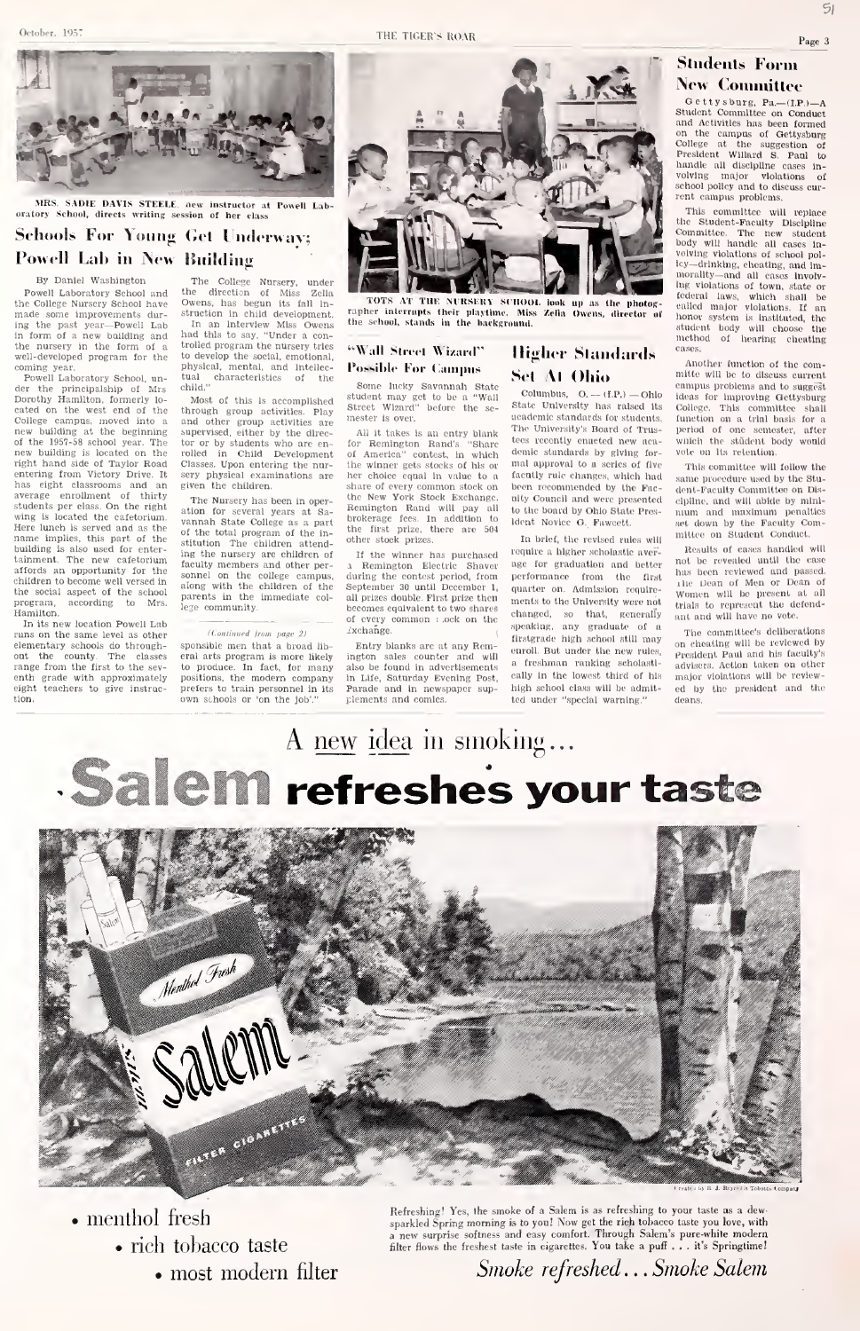MRS. SADIE DAVIS STEELE, new instructor at Powell Laboratory School, directs writing session of her class

## Schools For Young Get Underway; Powell Lab in New Building

By Daniel Washington

Powell Laboratory School and the College Nursery School have made some improvements during the past year—Powell Lab in form of a new building and the nursery in the form of a well-developed program for the coming year.

Powell Laboratory School, under the principalship of Mrs. Dorothy Hamilton, formerly located on the west end of the College campus, moved into a new building at the beginning of the 1957-58 school year. The new building is located on the right hand side of Taylor Road entering from Victory Drive. It has eight classrooms and an average enrollment of thirty students per class. On the right wing is located the cafetorium. Here lunch is served and as the name implies, this part of the building is also used for entertainment. The new cafetorium affords an opportunity for the children to become well versed in the social aspect of the school program, according to Mrs. Hamilton.

In its new location Powell Lab runs on the same level as other elementary schools do throughout the county. The classes range from the first to the seventh grade with approximately eight teachers to give instruction.

The College Nursery, under the direction of Miss Zella Owens, has begun its fall instruction in child development.

In an interview Miss Owens had this to say, "Under a controlled program the nursery tries to develop the social, emotional, physical, mental, and intellectual characteristics of the child."

Most of this is accomplished through group activities. Play and other group activities are supervised, either by the director or by students who are enrolled in Child Development Classes. Upon entering the nursery physical examinations are given the children.

The Nursery has been in operation for several years at Savannah State College as a part of the total program of the institution. The children attending the nursery are children of faculty members and other personnel on the college campus, along with the children of the parents in the immediate college community.

*(Continued from page 2)*

sponsible men that a broad liberal arts program is more likely to produce. In fact, for many positions, the modern company prefers to train personnel in its own schools or 'on the job'."

TOTS AT THE NURSERY SCHOOL look up as the photographer interrupts their playtime. Miss Zella Owens, director of the school, stands in the background.

## "Wall Street Wizard" Possible For Campus

Some lucky Savannah State student may get to be a "Wall Street Wizard" before the semester is over.

All it takes is an entry blank for Remington Rand's "Share of America" contest, in which the winner gets stocks of his or her choice equal in value to a share of every common stock on the New York Stock Exchange. Remington Rand will pay all brokerage fees. In addition to the first prize, there are 504 other stock prizes.

If the winner has purchased a Remington Electric Shaver during the contest period, from September 30 until December 1, all prizes double. First prize then becomes equivalent to two shares of every common stock on the Exchange.

Entry blanks are at any Remington sales counter and will also be found in advertisements in Life, Saturday Evening Post, Parade and in newspaper supplements and comics.

## Higher Standards Set At Ohio

Columbus, O.—(I.P.)—Ohio State University has raised its academic standards for students. The University's Board of Trustees recently enacted new academic standards by giving formal approval to a series of five faculty rule changes, which had been recommended by the Faculty Council and were presented to the board by Ohio State President Novice G. Fawcett.

In brief, the revised rules will require a higher scholastic average for graduation and better performance from the first quarter on. Admission requirements to the University were not changed, so that, generally speaking, any graduate of a firstgrade high school still may enroll. But under the new rules, a freshman ranking scholastically in the lowest third of his high school class will be admitted under "special warning."

## Students Form New Committee

Gettysburg, Pa.—(I.P.)—A Student Committee on Conduct and Activities has been formed on the campus of Gettysburg College at the suggestion of President Willard S. Paul to handle all discipline cases involving major violations of school policy and to discuss current campus problems.

This committee will replace the Student-Faculty Discipline Committee. The new student body will handle all cases involving violations of school policy—drinking, cheating, and immorality—and all cases involving violations of town, state or federal laws, which shall be called major violations. If an honor system is instituted, the student body will choose the method of hearing cheating cases.

Another function of the committe will be to discuss current campus problems and to suggest ideas for improving Gettysburg College. This committee shall function on a trial basis for a period of one semester, after which the student body would vote on its retention.

This committee will follow the same procedure used by the Student-Faculty Committee on Discipline, and will abide by minimum and maximum penalties set down by the Faculty Committee on Student Conduct.

Results of cases handled will not be revealed until the case has been reviewed and passed. The Dean of Men or Dean of Women will be present at all trials to represent the defendant and will have no vote.

The committee's deliberations on cheating will be reviewed by President Paul and his faculty's advisers. Action taken on other major violations will be reviewed by the president and the deans.

A new idea in smoking...

# Salem refreshes your taste

- menthol fresh
- rich tobacco taste
- most modern filter

Refreshing! Yes, the smoke of a Salem is as refreshing to your taste as a dew-sparkled Spring morning is to you! Now get the rich tobacco taste you love, with a new surprise softness and easy comfort. Through Salem's pure-white modern filter flows the freshest taste in cigarettes. You take a puff . . . it's Springtime!

*Smoke refreshed... Smoke Salem*

Created by R. J. Reynolds Tobacco Company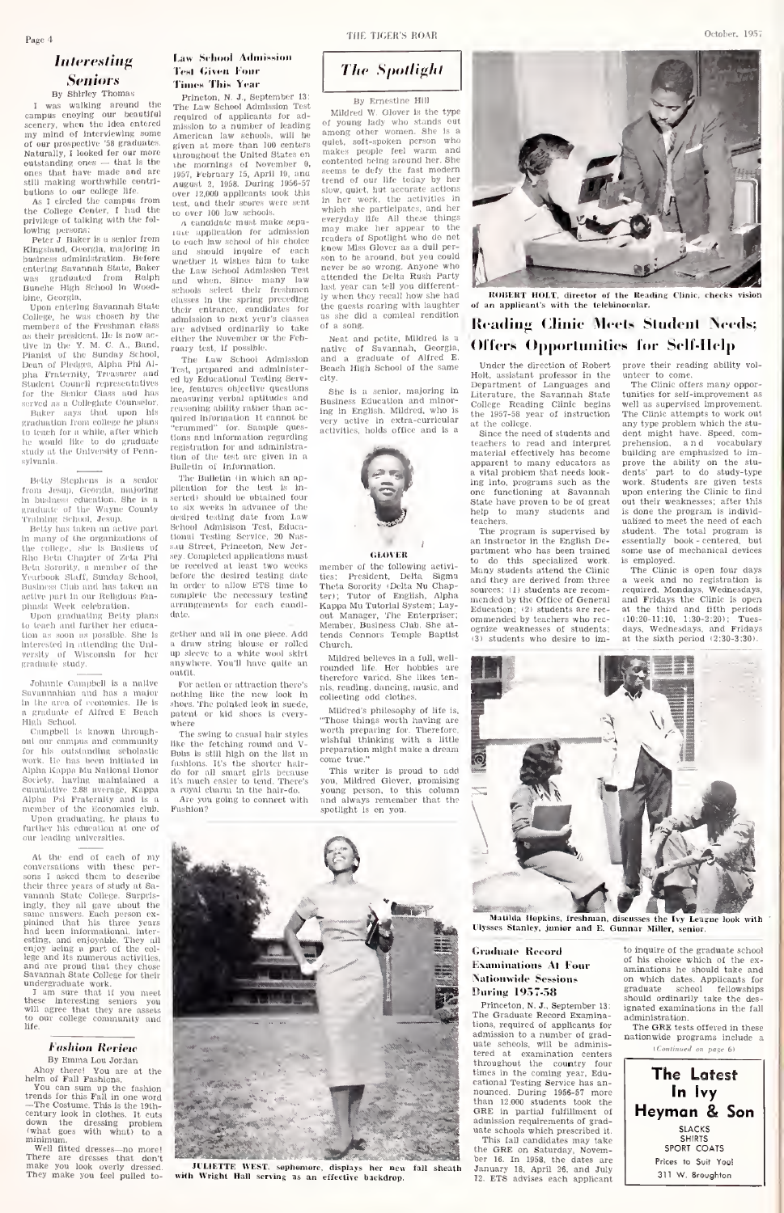## Interesting Seniors

By Shirley Thomas

I was walking around the campus enjoying our beautiful scenery, when the idea entered my mind of interviewing some of our prospective '58 graduates. Naturally, I looked for our more outstanding ones — that is the ones that have made and are still making worthwhile contributions to our college life.

As I circled the campus from the College Center, I had the privilege of talking with the following persons:

Peter J Baker is a senior from Kingsland, Georgia, majoring in business administration. Before entering Savannah State, Baker was graduated from Ralph Bunche High School in Woodbine, Georgia.

Upon entering Savannah State College, he was chosen by the members of the Freshman class as their president. He is now active in the Y. M. C. A., Band, Pianist of the Sunday School, Dean of Pledges, Alpha Phi Alpha Fraternity, Treasurer and Student Council representatives for the Senior Class and has served as a Collegiate Counselor.

Baker says that upon his graduation from college he plans to teach for a while, after which he would like to do graduate study at the University of Pennsylvania.

Betty Stephens is a senior from Jesup, Georgia, majoring in business education. She is a graduate of the Wayne County Training School, Jesup.

Betty has taken an active part in many of the organizations of the college, she is Basileus of Rho Beta Chapter of Zeta Phi Beta Sorority, a member of the Yearbook Staff, Sunday School, Business Club and has taken an active part in our Religious Emphasis Week celebration.

Upon graduating Betty plans to teach and further her education as soon as possible. She is interested in attending the University of Wisconsin for her graduate study.

Johnnie Campbell is a native Savannahian and has a major in the area of economics. He is a graduate of Alfred E Beach High School.

Campbell is known throughout our campus and community for his outstanding scholastic work. He has been initiated in Alpha Kappa Mu National Honor Society, having maintained a cumulative 2.88 average, Kappa Alpha Psi Fraternity and is a member of the Economics club.

Upon graduating, he plans to further his education at one of our leading universities.

At the end of each of my conversations with these persons I asked them to describe their three years of study at Savannah State College. Surprisingly, they all gave about the same answers. Each person explained that his three years had been informational, interesting, and enjoyable. They all enjoy being a part of the college and its numerous activities, and are proud that they chose Savannah State College for their undergraduate work.

I am sure that if you meet these interesting seniors you will agree that they are assets to our college community and life.

## Fashion Review

By Emma Lou Jordan

Ahoy there! You are at the helm of Fall Fashions.

You can sum up the fashion trends for this Fall in one word —The Costume. This is the 19th-century look in clothes. It cuts down the dressing problem (what goes with what) to a minimum.

Well fitted dresses—no more! There are dresses that don't make you look overly dressed. They make you feel pulled together and all in one piece. Add a draw string blouse or rolled up sleeve to a white wool skirt anywhere. You'll have quite an outfit.

For action or attraction there's nothing like the new look in shoes. The pointed look in suede, patent or kid shoes is everywhere.

The swing to casual hair styles like the fetching round and V-Bobs is still high on the list in fashions. It's the shorter hair-do for all smart girls because it's much easier to tend. There's a royal charm in the hair-do.

Are you going to connect with Fashion?

## Law School Admission Test Given Four Times This Year

Princeton, N. J., September 13: The Law School Admission Test required of applicants for admission to a number of leading American law schools, will be given at more than 100 centers throughout the United States on the mornings of November 9, 1957, February 15, April 19, and August 2, 1958. During 1956-57 over 12,000 applicants took this test, and their scores were sent to over 100 law schools.

A candidate must make separate application for admission to each law school of his choice and should inquire of each whether it wishes him to take the Law School Admission Test and when. Since many law schools select their freshmen classes in the spring preceding their entrance, candidates for admission to next year's classes are advised ordinarily to take either the November or the February test, if possible.

The Law School Admission Test, prepared and administered by Educational Testing Service, features objective questions measuring verbal aptitudes and reasoning ability rather than acquired information. It cannot be "crammed" for. Sample questions and information regarding registration for and administration of the test are given in a Bulletin of Information.

The Bulletin (in which an application for the test is inserted) should be obtained four to six weeks in advance of the desired testing date from Law School Admission Test, Educational Testing Service, 20 Nassau Street, Princeton, New Jersey. Completed applications must be received at least two weeks before the desired testing date in order to allow ETS time to complete the necessary testing arrangements for each candidate.

## The Spotlight

By Ernestine Hill

Mildred W. Glover is the type of young lady who stands out among other women. She is a quiet, soft-spoken person who makes people feel warm and contented being around her. She seems to defy the fast modern trend of our life today by her slow, quiet, but accurate actions in her work, the activities in which she participates, and her everyday life. All these things may make her appear to the readers of Spotlight who do not know Miss Glover as a dull person to be around, but you could never be so wrong. Anyone who attended the Delta Rush Party last year can tell you differently when they recall how she had the guests roaring with laughter as she did a comical rendition of a song.

Neat and petite, Mildred is a native of Savannah, Georgia, and a graduate of Alfred E. Beach High School of the same city.

She is a senior, majoring in Business Education and minoring in English. Mildred, who is very active in extra-curricular activities, holds office and is a member of the following activities; President, Delta Sigma Theta Sorority (Delta Nu Chapter); Tutor of English, Alpha Kappa Mu Tutorial System; Layout Manager, The Enterpriser; Member, Business Club. She attends Connors Temple Baptist Church.

GLOVER

Mildred believes in a full, well-rounded life. Her hobbies are therefore varied. She likes tennis, reading, dancing, music, and collecting odd clothes.

Mildred's philosophy of life is, "Those things worth having are worth preparing for. Therefore, wishful thinking with a little preparation might make a dream come true."

This writer is proud to add you, Mildred Glover, promising young person, to this column and always remember that the spotlight is on you.

JULIETTE WEST, sophomore, displays her new fall sheath with Wright Hall serving as an effective backdrop.

ROBERT HOLT, director of the Reading Clinic, checks vision of an applicant's with the telebinocular.

## Reading Clinic Meets Student Needs; Offers Opportunities for Self-Help

Under the direction of Robert Holt, assistant professor in the Department of Languages and Literature, the Savannah State College Reading Clinic begins the 1957-58 year of instruction at the college.

Since the need of students and teachers to read and interpret material effectively has become apparent to many educators as a vital problem that needs looking into, programs such as the one functioning at Savannah State have proven to be of great help to many students and teachers.

The program is supervised by an instructor in the English Department who has been trained to do this specialized work. Many students attend the Clinic and they are derived from three sources: (1) students are recommended by the Office of General Education; (2) students are recommended by teachers who recognize weaknesses of students; (3) students who desire to improve their reading ability volunteer to come.

The Clinic offers many opportunities for self-improvement as well as supervised improvement. The Clinic attempts to work out any type problem which the student might have. Speed, comprehension, and vocabulary building are emphasized to improve the ability on the students' part to do study-type work. Students are given tests upon entering the Clinic to find out their weaknesses; after this is done the program is individualized to meet the need of each student. The total program is essentially book-centered, but some use of mechanical devices is employed.

The Clinic is open four days a week and no registration is required. Mondays, Wednesdays, and Fridays the Clinic is open at the third and fifth periods (10:20-11:10, 1:30-2:20); Tuesdays, Wednesdays, and Fridays at the sixth period (2:30-3:30).

Matilda Hopkins, freshman, discusses the Ivy League look with Ulysses Stanley, junior and E. Gunnar Miller, senior.

## Graduate Record Examinations At Four Nationwide Sessions During 1957-58

Princeton, N. J., September 13: The Graduate Record Examinations, required of applicants for admission to a number of graduate schools, will be administered at examination centers throughout the country four times in the coming year, Educational Testing Service has announced. During 1956-57 more than 12,000 students took the GRE in partial fulfillment of admission requirements of graduate schools which prescribed it.

This fall candidates may take the GRE on Saturday, November 16. In 1958, the dates are January 18, April 26, and July 12. ETS advises each applicant to inquire of the graduate school of his choice which of the examinations he should take and on which dates. Applicants for graduate school fellowships should ordinarily take the designated examinations in the fall administration.

The GRE tests offered in these nationwide programs include a

*(Continued on page 6)*

**The Latest In Ivy**

**Heyman & Son**

SLACKS
SHIRTS
SPORT COATS
Prices to Suit You!
311 W. Broughton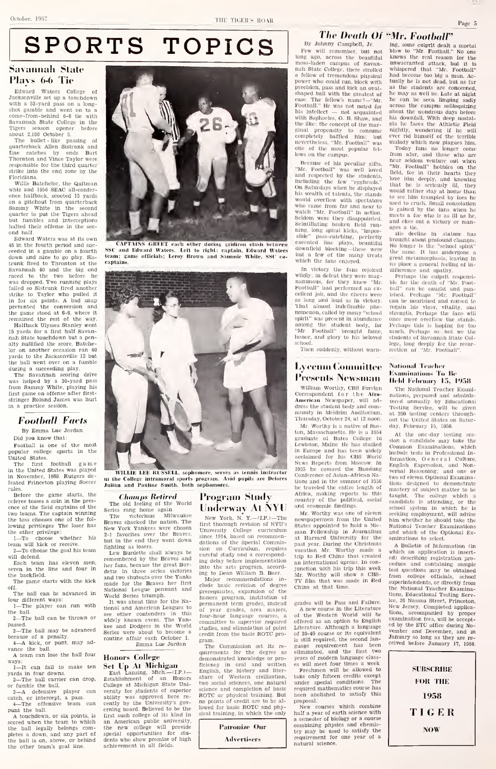# SPORTS TOPICS

## Savannah State Plays 6-6 Tie

Edward Waters College of Jacksonville set up a touchdown with a 53-yard pass on a long-shot gamble and went on to a come-from-behind 6-6 tie with Savannah State College in the Tigers season opener before about 2,100 October 5.

The bullet-like passing of quarterback Allen Sistrunk and fine catches by ends Bart Thornton and Vince Taylor were responsible for the third quarter strike into the end zone by the Floridians.

Willie Batchelor, the Quitman whiz and 1956 SEAC all-conference halfback, scooted 15 yards on a pitchout from quarterback Sammy White in the second quarter to put the Tigers ahead but fumbles and interceptions halted their offense in the second half.

Edward Waters was at its own 45 in the fourth period and succeeded in a gamble on a fourth down and nine to go play. Sistrunk fired to Thronton at the Savannah 40 and the big end raced to the two before he was dropped. Two running plays failed so Sistrunk fired another strike to Taylor who pulled it in for six points. A bad snap prevented the conversion and the game stood at 6-6, where it remained the rest of the way.

Halfback Ulysses Stanley went 15 yards for a first half Savannah State touchdown but a penalty nullified the score. Batchelor on another occasion ran 40 yards to the Jacksonville 15 but the ball went over on a fumble during a succeeding play.

The Savannah scoring drive was helped by a 30-yard pass from Sammy White, playing his first game on offense after first-stringer Roland James was hurt in a practice session.

CAPTAINS GREET each other during gridiron clash between SSC and Edward Waters. Left to right: captain, Edward Waters team; game officials; Leroy Brown and Sammie White, SSC co-captains.

## Football Facts

By Emma Lue Jordan

Did you know that:

Football is one of the most popular college sports in the United States.

The first football game in the United States was played in November, 1869. Rutgers defeated Princeton playing Soccer rules.

Before the game starts, the referee tosses a coin in the presence of the field captains of the two teams. The captain winning the toss chooses one of the following privileges The loser has the other privilege:

1—To choose whether his team will kick or receive.

2—To choose the goal his team will defend.

Each team has eleven men, seven in the line and four in the backfield.

The game starts with the kick off.

The ball can be advanced in four different ways:

1—The player can run with the ball.

2—The ball can be thrown or passed.

3—The ball may be advanced because of a penalty.

4—A kick, or punt, may advance the ball.

A team can lose the ball four ways:

1—It can fail to make ten yards in four downs.

2—The ball carrier can drop, or fumble the ball.

3—A defensive player can catch, or intercept, a pass.

4—The offensive team can punt the ball.

A touchdown, or six points, is scored when the team to which the ball legally belongs completes a down, and any part of the ball is on, above, or behind the other team's goal line.

WILLIE LEE RUSSELL, sophomore, serves as tennis instructor in the College intramural sports program. Avid pupils are Delores Julian and Pauline Smith, both sophomores.

## *Champs Retired*

The old feeling of the World Series rang home again

The victorious Milwaukee Braves shocked the nation. The New York Yankees were chosen 2-1 favorites over the Braves, but in the end they went down fighting as losers.

Lew Burdette shall always be remembered by the Braves and her fans, because the great Burdette in three series victories and two shutouts over the Yanks made for the Braves her first National League pennant and World Series triumph.

It was about time for the National and American Leagues to see other contenders in this widely known event. The Yankee and Dodgers in the World Series were about to become a routine affair each October 1.

Emma Lue Jordan

## Honors College Set Up At Michigan

East Lansing, Mich.—(I.P.)—Establishment of an Honors College at Michigan State University for students of superior ability was approved here recently by the University's governing board. Believed to be the first such college of its kind in an American public university, the new college will provide special opportunities for students who show promise of high achievement in all fields.

## Program Study Underway At NYU

New York, N. Y.—(I.P.)—The first thorough revision of NYU's University College curriculum since 1914, based on recommendations of the Special Commission on Curriculum, requires careful study and a corresponding delay before implementation into the arts program, according to Dean William B. Baer.

Major recommendations include basic revision of degree prerequisites, expansion of the honors program, institution of permanent term grades, instead of year grades, area majors, four-hour language courses, a committee to supervise required studies, and elimination of point credit from the basic ROTC program.

The Commission set its requirements for the degree as demonstrated knowledge or proficiency in oral and written English, the history and literature of Western civilization, two social sciences, one natural science and completion of basic ROTC or physical training. But no points of credit are to be allowed for basic ROTC and physical training, in which the only grades will be Pass and Failure.

A new course in the Literature of the Western World will be offered as an option to English Literature. Although a language of 30-40 course or its equivalent is still required, the second language requirement has been eliminated, and the first two years of modern language classes will meet four times a week.

Freshmen will be allowed to take only fifteen credits except under special conditions. The required mathematics course has been abolished to satisfy this proposal.

New courses which combine half a year of earth science with a semester of biology or a course combining physics and chemistry may be used to satisfy the requirement for one year of a natural science.

**Patronize Our Advertisers**

## *The Death Of "Mr. Football"*

By Johnny Campbell, Jr.

Few will remember, but not long ago, across the beautiful moss-laden campus of Savannah State College, there strolled a fellow of tremendous physical power who could run, block with precision, pass and kick an oval-shaped ball with the greatest of ease. The fellow's name?—"Mr. Football." He was not noted for his intellect — not acquainted with Suphocles, G. B. Shaw, and the like; the concept of the marginal propensity to consume completely baffled him; but nevertheless, "Mr. Football" was one of the most popular fellows on the campus.

Because of his peculiar gifts, "Mr. Football" was well loved and respected by the students, including the few "eggheads." On Saturdays when he displayed his wealth of talents, the stands would overflow with spectators who came from far and near to watch "Mr. Football" in action. Seldom were they disappointed. Scintillating broken field running, long spiral kicks, "impossible" pass-catching, perfectly executed line plays, beautiful downfield blocking—these were but a few of the many treats which the fans enjoyed.

In victory the fans rejoiced wildly; in defeat they were magnanimous, for they knew "Mr. Football" had performed an excellent job, and the cheers were as long and loud as in victory. That almost indefinable phenomenon, called by many "school spirit" was present in abundance among the student body, for "Mr Football" brought fame, honor, and glory to his beloved school.

Then suddenly, without warning, some culprit dealt a mortal blow to "Mr. Football." No one knows the real reason for the unwarranted attack, but it is whispered that "Mr. Football" had become too big a man. Actually he is not dead, but as far as the students are concerned, he may as well be. Late at night he can be seen limping sadly across the campus soliloquizing about the wondrous days before his downfall. With deep nostalgia he faces the Athletic Field nightly, wondering if he will ever rid himself of the terrible malady which now plagues him.

Today fans no longer come from afar, and those who are near seldom venture out when "Mr. Football" hobbles on the field, for in their hearts they love him deeply, and knowing that he is seriously ill, they would rather stay at home than to see him trampled by foes he used to crush. Small consolation is gained by the fans when he meets a foe who is as ill as he, and ekes out a victory or manages a tie.

His decline in stature has brought about profound changes. No longer is the "school spirit" the same. It has undergone a great metamorphosis, leaving in its place a general feeling of indifference and apathy.

Perhaps the culprit responsible for the death of "Mr. Football" can be caught and punished. Perhaps "Mr. Football" can be nourished and nursed to regain his vigor, vitality, and strength. Perhaps the fans will once more overflow the stands. Perhaps this is hoping for too much. Perhaps so—but we the students of Savannah State College, long deeply for the resurrection of "Mr. Football".

## Lyceum Committee Presents Newsman

William Worthy, CBS Foreign Correspondent for the Afro-American Newspaper, will address the student body and community in Meldrim Auditorium, Thursday, October 24, at 12 noon.

Mr. Worthy is a native of Boston, Massachusetts. He is a 1954 graduate of Bates College in Lewiston, Maine. He has studied in Europe and has been widely acclaimed for his CBS World News Reports from Moscow. In 1955 he covered the Bandung Conference of Asian-African Nations and in the summer of 1956 he traveled the entire length of Africa, making reports to this country of the political, social and economic findings.

Mr. Worthy was one of eleven newspapermen from the United States appointed to hold a Nieman Fellowship in Journalism at Harvard University for the past year. During the Christmas vacation Mr. Worthy made a trip to Red China that created an international uproar. In conjunction with his trip this week Mr. Worthy will show a CBS-TV film that was made in Red China at that time.

## National Teacher Examinations To Be Held February 15, 1958

The National Teacher Examinations, prepared and administered annually by Educational Testing Service, will be given at 250 testing centers throughout the United States on Saturday, February 15, 1958.

At the one-day testing session a candidate may take the Common Examinations, which include tests in Professional Information, General Culture, English Expression, and Non-verbal Reasoning; and one or two of eleven Optional Examinations designed to demonstrate mastery of subject matter to be taught. The college which a candidate is attending, or the school system in which he is seeking employment, will advise him whether he should take the National Teacher Examinations and which of the Optional Examinations to select.

A Bulletin of Information (in which an application is inserted) describing registration procedure and containing sample test questions may be obtained from college officials, school superintendents, or directly from the National Teacher Examinations, Educational Testing Service, 20 Nassau Street, Princeton, New Jersey. Completed applications, accompanied by proper examination fees, will be accepted by the ETC office during November and December, and in January so long as they are received before January 17, 1958.

**SUBSCRIBE FOR THE 1958 TIGER NOW**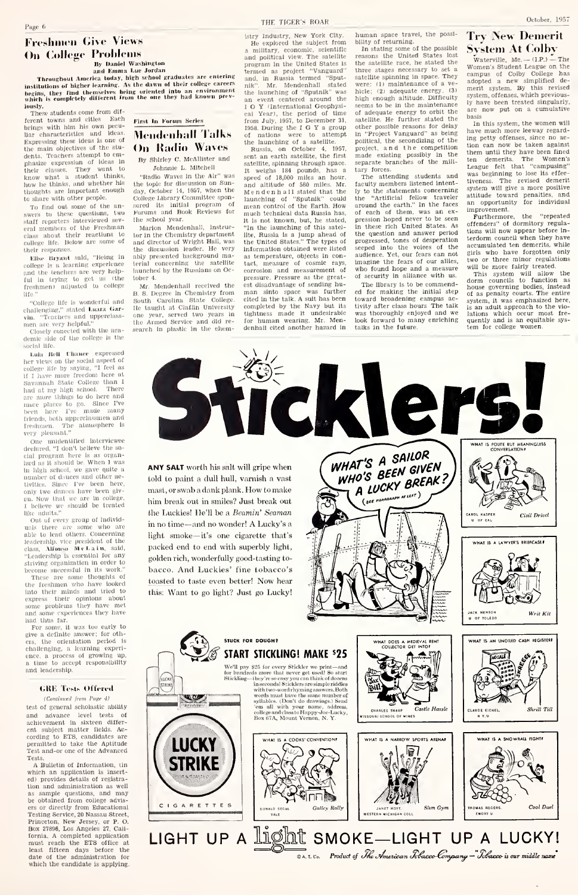## Freshmen Give Views On College Problems

By Daniel Washington and Emma Lue Jordan

**Throughout America today, high school graduates are entering institutions of higher learning. As the dawn of their college careers begins, they find themselves being oriented into an environment which is completely different from the one they had known previously.**

These students come from different towns and cities. Each brings with him his own peculiar characteristics and ideas. Expressing these ideas is one of the main objectives of the students. Teachers attempt to emphasize expression of ideas in their classes. They want to know what a student thinks, how he thinks, and whether his thoughts are important enough to share with other people.

To find out some of the answers to these questions, two staff reporters interviewed several members of the Freshman class about their reactions to college life. Below are some of their responses.

**Ellee Bryant** said, "Being in college is a learning experience and the teachers are very helpful in trying to get us (the freshmen) adjusted to college life."

"College life is wonderful and challenging," stated **Laura Garvin**. "Teachers and upperclassmen are very helpful."

Closely connected with the academic side of the college is the social life.

**Lula Bell Chance** expressed her views on the social aspect of college life by saying, "I feel as if I have more freedom here at Savannah State College than I had at my high school. There are more things to do here and more places to go. Since I've been here I've made many friends, both upperclassmen and freshmen. The atmosphere is very pleasant."

One unidentified interviewee declared, "I don't believe the social program here is as organized as it should be. When I was in high school, we gave quite a number of dances and other activities. Since I've been here, only two dances have been given. Now that we are in college, I believe we should be treated like adults."

Out of every group of individuals there are some who are able to lead others. Concerning leadership, vice president of the class, **Alfonso McLain**, said, "Leadership is essential for any striving organization in order to become successful in its work."

These are some thoughts of the freshmen who have looked into their minds and tried to express their opinions about some problems they have met and some experiences they have had thus far.

For some, it was too early to give a definite answer; for others, the orientation period is challenging, a learning experience, a process of growing up, a time to accept responsibility and leadership.

### GRE Tests Offered

*(Continued from Page 4)*

test of general scholastic ability and advance level tests of achievement in sixteen different subject matter fields. According to ETS, candidates are permitted to take the Aptitude Test and-or one of the Advanced Tests.

A Bulletin of Information, (in which an application is inserted) provides details of registration and administration as well as sample questions, and may be obtained from college advisers or directly from Educational Testing Service, 20 Nassau Street, Princeton, New Jersey, or P. O. Box 27896, Los Angeles 27, California. A completed application must reach the ETS office at least fifteen days before the date of the administration for which the candidate is applying.

First In Forum Series

## Mendenhall Talks On Radio Waves

By Shirley C. McAllister and Johnnie L. Mitchell

"Radio Waves in the Air" was the topic for discussion on Sunday, October 14, 1957, when the College Library Committee sponsored its initial program of Forums and Book Reviews for the school year.

Marion Mendenhall, instructor in the Chemistry department and director of Wright Hall, was the discussion leader. He very ably presented background material concerning the satellite launched by the Russians on October 4.

Mr. Mendenhall received the B. S. Degree in Chemistry from South Carolina State College. He taught at Claflin University one year, served two years in the Armed Service and did research in plastic in the chemistry Industry, New York City.

He explored the subject from a military, economic, scientific and political view. The satellite program in the United States is termed as project "Vanguard" and, in Russia termed "Sputnik". Mr. Mendenhall stated the launching of "Sputnik" was an event centered around the I G Y (International Geophysical Year), the period of time from July, 1957, to December 31, 1958. During the I G Y a group of nations were to attempt the launching of a satellite.

Russia, on October 4, 1957, sent an earth satellite, the first satellite, spinning through space. It weighs 184 pounds, has a speed of 18,000 miles an hour, and altitude of 560 miles. Mr. Mendenhall stated that the launching of "Sputnik" could mean control of the Earth. How much technical data Russia has, it is not known, but, he stated, "In the launching of this satellite, Russia is a jump ahead of the United States." The types of information obtained were listed as temperature, objects in contact, measure of cosmic rays, corrosion and measurement of pressure. Pressure as the greatest disadvantage of sending human sinto space was further cited in the talk. A suit has been completed by the Navy but its tightness made it undesirable for human wearing. Mr. Mendenhall cited another hazard in human space travel, the possibility of returning.

In stating some of the possible reasons the United States lost the satellite race, he stated the three stages necessary to set a satellite spinning in space. They were: (1) maintenance of a vehicle; (2) adequate energy. (3) high enough altitude. Difficulty seems to be in the maintenance of adequate energy to orbit the satellite. He further stated the other possible reasons for delay in "Project Vanguard" as being political, the secondizing of the project, and the competition made existing possibly in the separate branches of the military forces.

The attending students and faculty members listened intently to the statements concerning the "Artificial fellow traveler around the earth." In the faces of each of them, was an expression hoped never to be seen in these rich United States. As the question and answer period progressed, tones of desperation seeped into the voices of the audience. Yet, our fears can not imagine the fears of our allies, who found hope and a measure of security in alliance with us.

The library is to be commended for making the initial step toward broadening campus activity after class hours. The talk was thoroughly enjoyed and we look forward to many enriching talks in the future.

## Try New Demerit System At Colby

Waterville, Me. — (I.P.) — The Women's Student League on the campus of Colby College has adopted a new simplified demerit system. By this revised system, offenses, which previously have been treated singularly, are now put on a cumulative basis.

In this system, the women will have much more leeway regarding petty offenses, since no action can now be taken against them until they have been fined ten demerits. The Women's League felt that "campusing" was beginning to lose its effectiveness. The revised demerit system will give a more positive attitude toward penalties, and an opportunity for individual improvement.

Furthermore, the "repeated offenders" of dormitory regulations will now appear before interdorm council when they have accumulated ten demerits, while girls who have forgotten only two or three minor regulations will be more fairly treated.

This system will allow the dorm councils to function as house governing bodies, instead of as penalty courts. The entire system, it was emphasized here, is an adult approach to the violations which occur most frequently and is an equitable system for college women.

# Sticklers!

**ANY SALT** worth his salt will gripe when told to paint a dull hull, varnish a vast mast, or swab a dank plank. How to make him break out in smiles? Just break out the Luckies! He'll be a *Beamin' Seaman* in no time—and no wonder! A Lucky's a light smoke—it's one cigarette that's packed end to end with superbly light, golden rich, wonderfully good-tasting tobacco. And Luckies' fine tobacco's toasted to taste even better! Now hear this: Want to go light? Just go Lucky!

WHAT'S A SAILOR WHO'S BEEN GIVEN A LUCKY BREAK? (SEE PARAGRAPH AT LEFT)

WHAT IS POLITE BUT MEANINGLESS CONVERSATION?
CAROL KASPER, U. OF CAL. — *Civil Drivel*

WHAT IS A LAWYER'S BRIEFCASE?
JACK HENSON, U. OF TOLEDO — *Writ Kit*

### STUCK FOR DOUGH? START STICKLING! MAKE $25

We'll pay $25 for every Stickler we print—and for hundreds more that never get used! So start Stickling—they're so easy you can think of dozens in seconds! Sticklers are simple riddles with two-word rhyming answers. Both words must have the same number of syllables. (Don't do drawings.) Send 'em all with your name, address, college and class to Happy-Joe-Lucky, Box 67A, Mount Vernon, N. Y.

WHAT DOES A MEDIEVAL RENT COLLECTOR GET INTO?
CHARLES THARP, MISSOURI SCHOOL OF MINES — *Castle Hassle*

WHAT IS AN UNOILED CASH REGISTER?
CLAUDE EICHEL, N.Y.U. — *Shrill Till*

WHAT IS A COOKS' CONVENTION?
DONALD SEGAL, YALE — *Galley Rally*

WHAT IS A NARROW SPORTS ARENA?
JANET HOYT, WESTERN MICHIGAN COLL. — *Slim Gym*

WHAT IS A SNOWBALL FIGHT?
THOMAS ROGERS, EMORY U. — *Cool Duel*

LUCKY STRIKE CIGARETTES

LIGHT UP A light SMOKE—LIGHT UP A LUCKY!

©A. T. Co. Product of *The American Tobacco Company* — "*Tobacco is our middle name*"